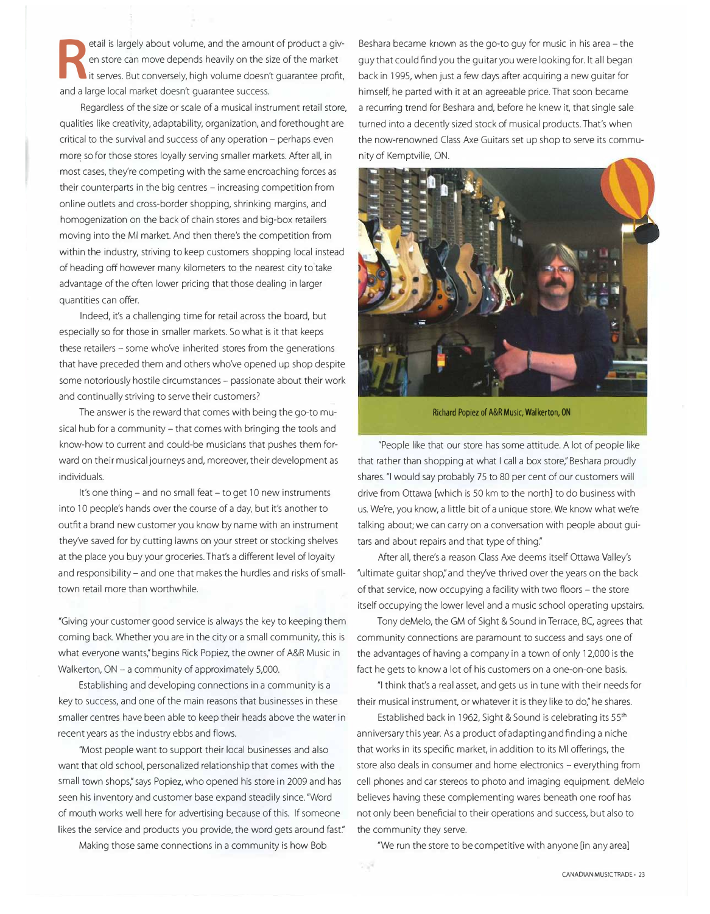Retail is largely about volume, and the amount of product a given store can move depends heavily on the size of the market it serves. But conversely, high volume doesn't guarantee profit, and a large local market doesn't guarantee success.

Regardless of the size or scale of a musical instrument retail store, qualities like creativity, adaptability, organization, and forethought are critical to the survival and success of any operation – perhaps even more so for those stores loyally serving smaller markets. After all, in most cases, they're competing with the same encroaching forces as their counterparts in the big centres – increasing competition from online outlets and cross-border shopping, shrinking margins, and homogenization on the back of chain stores and big-box retailers moving into the MI market. And then there's the competition from within the industry, striving to keep customers shopping local instead of heading off however many kilometers to the nearest city to take advantage of the often lower pricing that those dealing in larger quantities can offer.

Indeed, it's a challenging time for retail across the board, but especially so for those in smaller markets. So what is it that keeps these retailers – some who've inherited stores from the generations that have preceded them and others who've opened up shop despite some notoriously hostile circumstances – passionate about their work and continually striving to serve their customers?

The answer is the reward that comes with being the go-to musical hub for a community – that comes with bringing the tools and know-how to current and could-be musicians that pushes them forward on their musical journeys and, moreover, their development as individuals.

It's one thing – and no small feat – to get 10 new instruments into 10 people's hands over the course of a day, but it's another to outfit a brand new customer you know by name with an instrument they've saved for by cutting lawns on your street or stocking shelves at the place you buy your groceries. That's a different level of loyalty and responsibility – and one that makes the hurdles and risks of small-town retail more than worthwhile.

"Giving your customer good service is always the key to keeping them coming back. Whether you are in the city or a small community, this is what everyone wants," begins Rick Popiez, the owner of A&R Music in Walkerton, ON – a community of approximately 5,000.

Establishing and developing connections in a community is a key to success, and one of the main reasons that businesses in these smaller centres have been able to keep their heads above the water in recent years as the industry ebbs and flows.

"Most people want to support their local businesses and also want that old school, personalized relationship that comes with the small town shops," says Popiez, who opened his store in 2009 and has seen his inventory and customer base expand steadily since. "Word of mouth works well here for advertising because of this. If someone likes the service and products you provide, the word gets around fast."

Making those same connections in a community is how Bob Beshara became known as the go-to guy for music in his area – the guy that could find you the guitar you were looking for. It all began back in 1995, when just a few days after acquiring a new guitar for himself, he parted with it at an agreeable price. That soon became a recurring trend for Beshara and, before he knew it, that single sale turned into a decently sized stock of musical products. That's when the now-renowned Class Axe Guitars set up shop to serve its community of Kemptville, ON.

Richard Popiez of A&R Music, Walkerton, ON

"People like that our store has some attitude. A lot of people like that rather than shopping at what I call a box store," Beshara proudly shares. "I would say probably 75 to 80 per cent of our customers will drive from Ottawa [which is 50 km to the north] to do business with us. We're, you know, a little bit of a unique store. We know what we're talking about; we can carry on a conversation with people about guitars and about repairs and that type of thing."

After all, there's a reason Class Axe deems itself Ottawa Valley's "ultimate guitar shop," and they've thrived over the years on the back of that service, now occupying a facility with two floors – the store itself occupying the lower level and a music school operating upstairs.

Tony deMelo, the GM of Sight & Sound in Terrace, BC, agrees that community connections are paramount to success and says one of the advantages of having a company in a town of only 12,000 is the fact he gets to know a lot of his customers on a one-on-one basis.

"I think that's a real asset, and gets us in tune with their needs for their musical instrument, or whatever it is they like to do," he shares.

Established back in 1962, Sight & Sound is celebrating its 55th anniversary this year. As a product of adapting and finding a niche that works in its specific market, in addition to its MI offerings, the store also deals in consumer and home electronics – everything from cell phones and car stereos to photo and imaging equipment. deMelo believes having these complementing wares beneath one roof has not only been beneficial to their operations and success, but also to the community they serve.

"We run the store to be competitive with anyone [in any area]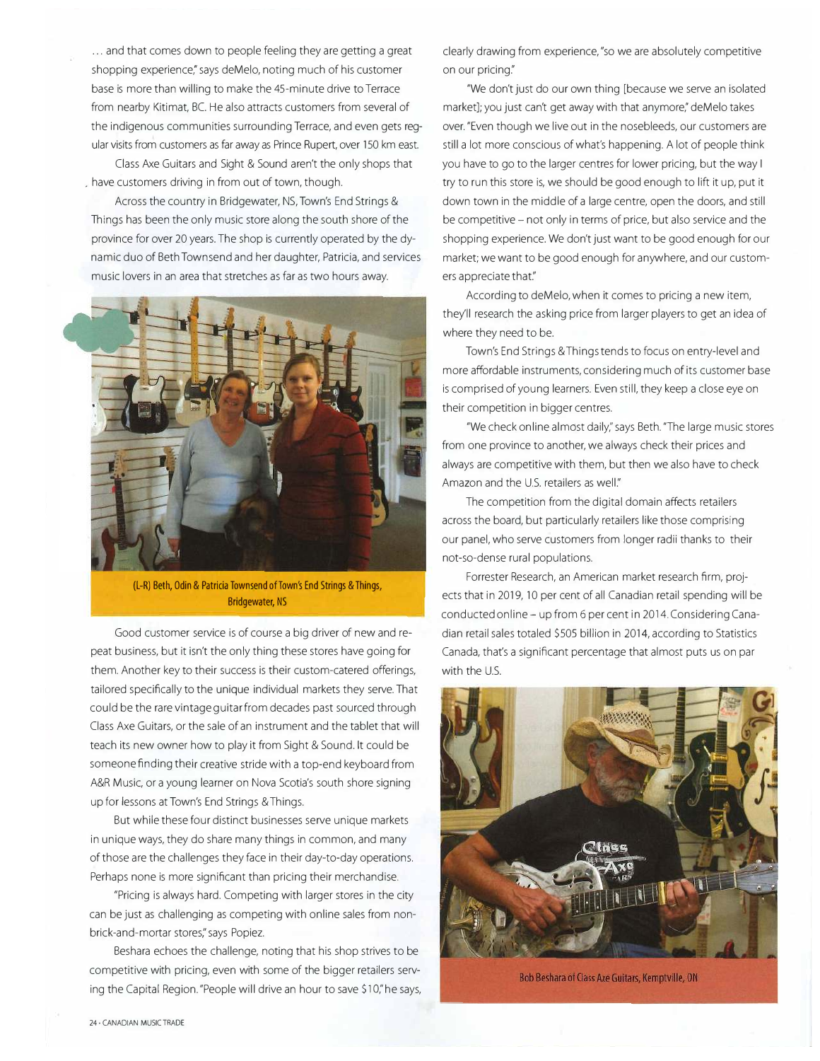... and that comes down to people feeling they are getting a great shopping experience," says deMelo, noting much of his customer base is more than willing to make the 45-minute drive to Terrace from nearby Kitimat, BC. He also attracts customers from several of the indigenous communities surrounding Terrace, and even gets regular visits from customers as far away as Prince Rupert, over 150 km east.

Class Axe Guitars and Sight & Sound aren't the only shops that have customers driving in from out of town, though.

Across the country in Bridgewater, NS, Town's End Strings & Things has been the only music store along the south shore of the province for over 20 years. The shop is currently operated by the dynamic duo of Beth Townsend and her daughter, Patricia, and services music lovers in an area that stretches as far as two hours away.

(L-R) Beth, Odin & Patricia Townsend of Town's End Strings & Things, Bridgewater, NS

Good customer service is of course a big driver of new and repeat business, but it isn't the only thing these stores have going for them. Another key to their success is their custom-catered offerings, tailored specifically to the unique individual markets they serve. That could be the rare vintage guitar from decades past sourced through Class Axe Guitars, or the sale of an instrument and the tablet that will teach its new owner how to play it from Sight & Sound. It could be someone finding their creative stride with a top-end keyboard from A&R Music, or a young learner on Nova Scotia's south shore signing up for lessons at Town's End Strings & Things.

But while these four distinct businesses serve unique markets in unique ways, they do share many things in common, and many of those are the challenges they face in their day-to-day operations. Perhaps none is more significant than pricing their merchandise.

"Pricing is always hard. Competing with larger stores in the city can be just as challenging as competing with online sales from non-brick-and-mortar stores," says Popiez.

Beshara echoes the challenge, noting that his shop strives to be competitive with pricing, even with some of the bigger retailers serving the Capital Region. "People will drive an hour to save $10," he says, clearly drawing from experience, "so we are absolutely competitive on our pricing."

"We don't just do our own thing [because we serve an isolated market]; you just can't get away with that anymore," deMelo takes over. "Even though we live out in the nosebleeds, our customers are still a lot more conscious of what's happening. A lot of people think you have to go to the larger centres for lower pricing, but the way I try to run this store is, we should be good enough to lift it up, put it down town in the middle of a large centre, open the doors, and still be competitive – not only in terms of price, but also service and the shopping experience. We don't just want to be good enough for our market; we want to be good enough for anywhere, and our customers appreciate that."

According to deMelo, when it comes to pricing a new item, they'll research the asking price from larger players to get an idea of where they need to be.

Town's End Strings & Things tends to focus on entry-level and more affordable instruments, considering much of its customer base is comprised of young learners. Even still, they keep a close eye on their competition in bigger centres.

"We check online almost daily," says Beth. "The large music stores from one province to another, we always check their prices and always are competitive with them, but then we also have to check Amazon and the U.S. retailers as well."

The competition from the digital domain affects retailers across the board, but particularly retailers like those comprising our panel, who serve customers from longer radii thanks to their not-so-dense rural populations.

Forrester Research, an American market research firm, projects that in 2019, 10 per cent of all Canadian retail spending will be conducted online – up from 6 per cent in 2014. Considering Canadian retail sales totaled $505 billion in 2014, according to Statistics Canada, that's a significant percentage that almost puts us on par with the U.S.

Bob Beshara of Class Axe Guitars, Kemptville, ON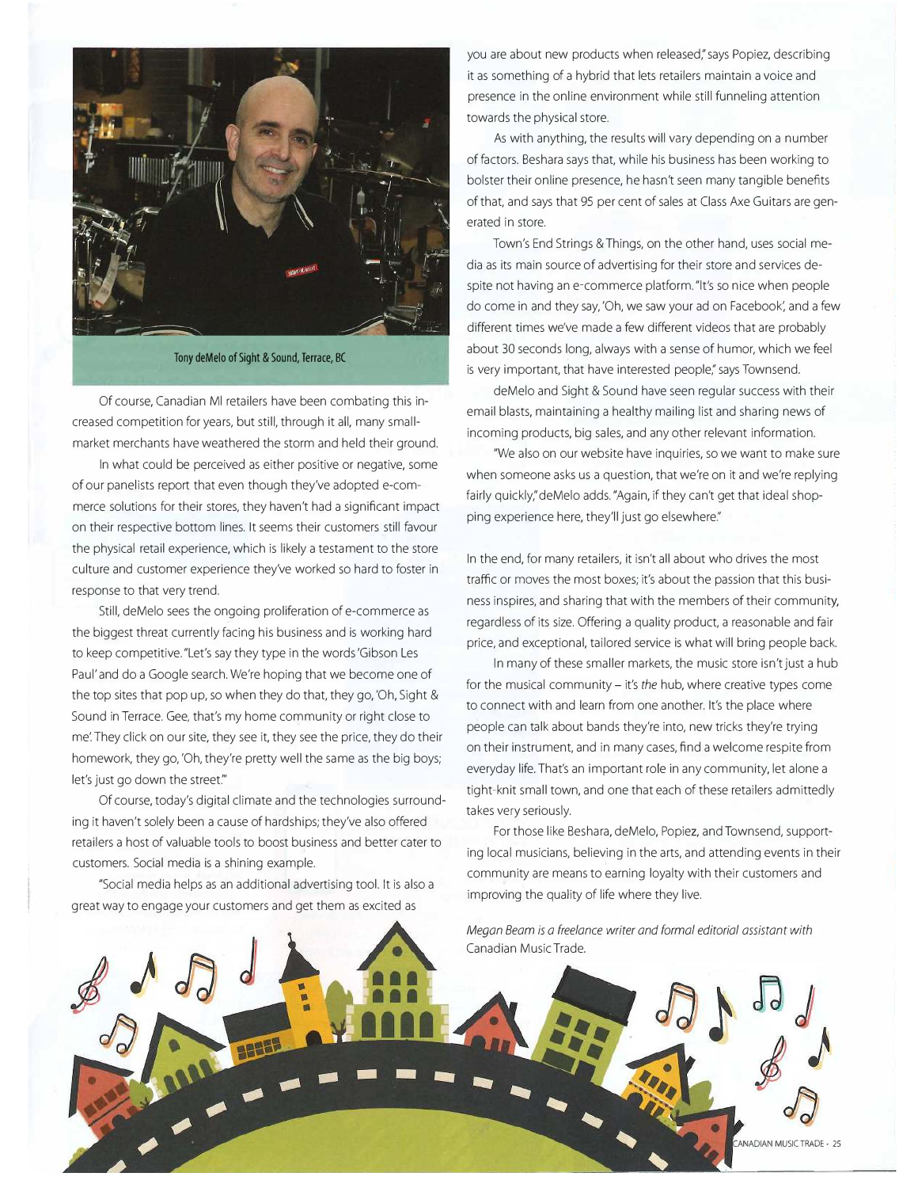Tony deMelo of Sight & Sound, Terrace, BC

Of course, Canadian MI retailers have been combating this increased competition for years, but still, through it all, many small-market merchants have weathered the storm and held their ground.

In what could be perceived as either positive or negative, some of our panelists report that even though they've adopted e-commerce solutions for their stores, they haven't had a significant impact on their respective bottom lines. It seems their customers still favour the physical retail experience, which is likely a testament to the store culture and customer experience they've worked so hard to foster in response to that very trend.

Still, deMelo sees the ongoing proliferation of e-commerce as the biggest threat currently facing his business and is working hard to keep competitive. "Let's say they type in the words 'Gibson Les Paul' and do a Google search. We're hoping that we become one of the top sites that pop up, so when they do that, they go, 'Oh, Sight & Sound in Terrace. Gee, that's my home community or right close to me'. They click on our site, they see it, they see the price, they do their homework, they go, 'Oh, they're pretty well the same as the big boys; let's just go down the street.'"

Of course, today's digital climate and the technologies surrounding it haven't solely been a cause of hardships; they've also offered retailers a host of valuable tools to boost business and better cater to customers. Social media is a shining example.

"Social media helps as an additional advertising tool. It is also a great way to engage your customers and get them as excited as you are about new products when released," says Popiez, describing it as something of a hybrid that lets retailers maintain a voice and presence in the online environment while still funneling attention towards the physical store.

As with anything, the results will vary depending on a number of factors. Beshara says that, while his business has been working to bolster their online presence, he hasn't seen many tangible benefits of that, and says that 95 per cent of sales at Class Axe Guitars are generated in store.

Town's End Strings & Things, on the other hand, uses social media as its main source of advertising for their store and services despite not having an e-commerce platform. "It's so nice when people do come in and they say, 'Oh, we saw your ad on Facebook', and a few different times we've made a few different videos that are probably about 30 seconds long, always with a sense of humor, which we feel is very important, that have interested people," says Townsend.

deMelo and Sight & Sound have seen regular success with their email blasts, maintaining a healthy mailing list and sharing news of incoming products, big sales, and any other relevant information.

"We also on our website have inquiries, so we want to make sure when someone asks us a question, that we're on it and we're replying fairly quickly," deMelo adds. "Again, if they can't get that ideal shopping experience here, they'll just go elsewhere."

In the end, for many retailers, it isn't all about who drives the most traffic or moves the most boxes; it's about the passion that this business inspires, and sharing that with the members of their community, regardless of its size. Offering a quality product, a reasonable and fair price, and exceptional, tailored service is what will bring people back.

In many of these smaller markets, the music store isn't just a hub for the musical community – it's *the* hub, where creative types come to connect with and learn from one another. It's the place where people can talk about bands they're into, new tricks they're trying on their instrument, and in many cases, find a welcome respite from everyday life. That's an important role in any community, let alone a tight-knit small town, and one that each of these retailers admittedly takes very seriously.

For those like Beshara, deMelo, Popiez, and Townsend, supporting local musicians, believing in the arts, and attending events in their community are means to earning loyalty with their customers and improving the quality of life where they live.

*Megan Beam is a freelance writer and formal editorial assistant with* Canadian Music Trade.